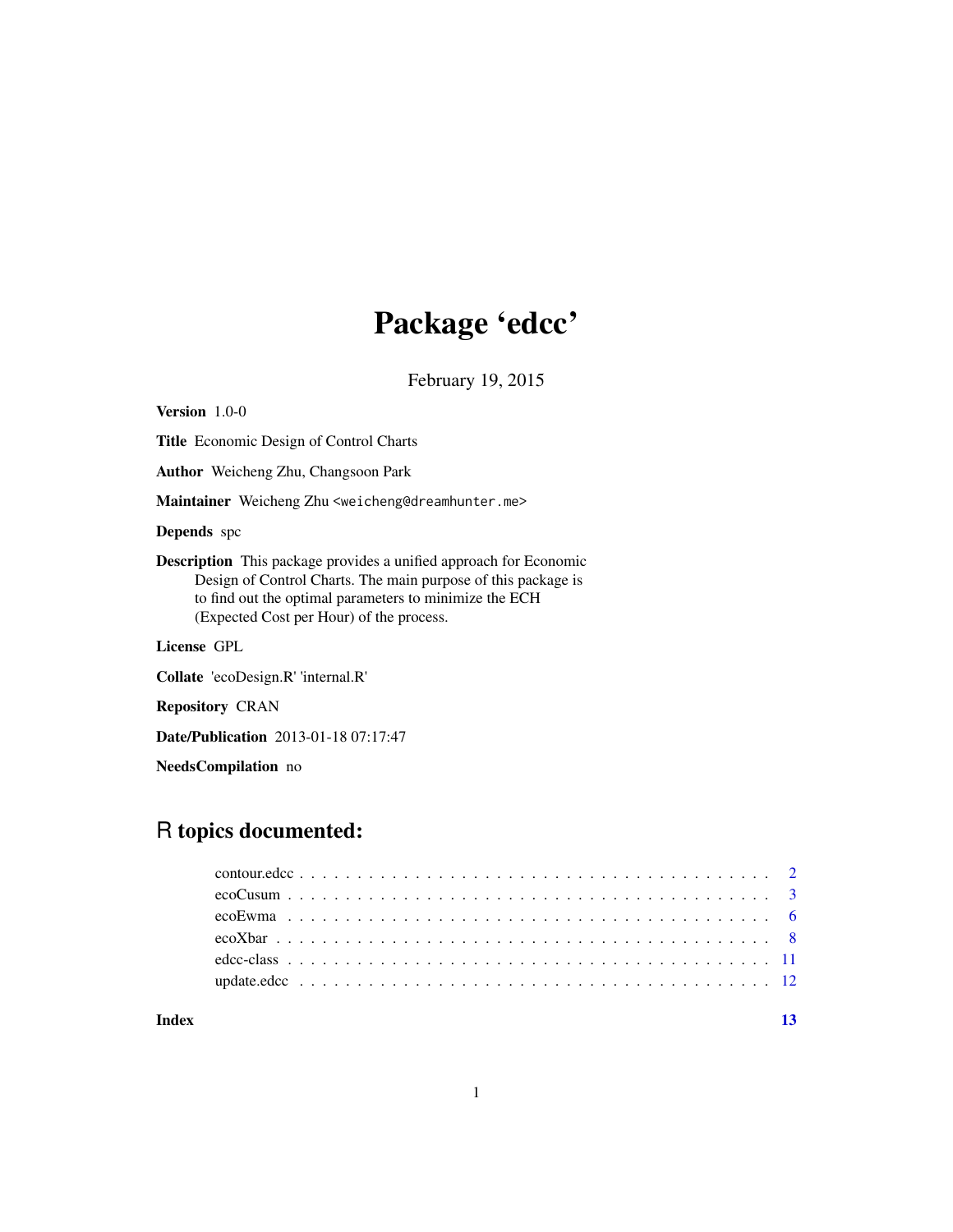# Package 'edcc'

February 19, 2015

**Version** 1.0-0

**Title** Economic Design of Control Charts

**Author** Weicheng Zhu, Changsoon Park

**Maintainer** Weicheng Zhu <weicheng@dreamhunter.me>

**Depends** spc

**Description** This package provides a unified approach for Economic Design of Control Charts. The main purpose of this package is to find out the optimal parameters to minimize the ECH (Expected Cost per Hour) of the process.

**License** GPL

**Collate** 'ecoDesign.R' 'internal.R'

**Repository** CRAN

**Date/Publication** 2013-01-18 07:17:47

**NeedsCompilation** no

## R topics documented:

- contour.edcc . . . . . . . . . . . . . . . . . . . . . . . . . . . . . . . . . . . . . . . . 2
- ecoCusum . . . . . . . . . . . . . . . . . . . . . . . . . . . . . . . . . . . . . . . . . 3
- ecoEwma . . . . . . . . . . . . . . . . . . . . . . . . . . . . . . . . . . . . . . . . . 6
- ecoXbar . . . . . . . . . . . . . . . . . . . . . . . . . . . . . . . . . . . . . . . . . . 8
- edcc-class . . . . . . . . . . . . . . . . . . . . . . . . . . . . . . . . . . . . . . . . 11
- update.edcc . . . . . . . . . . . . . . . . . . . . . . . . . . . . . . . . . . . . . . . 12

**Index** 13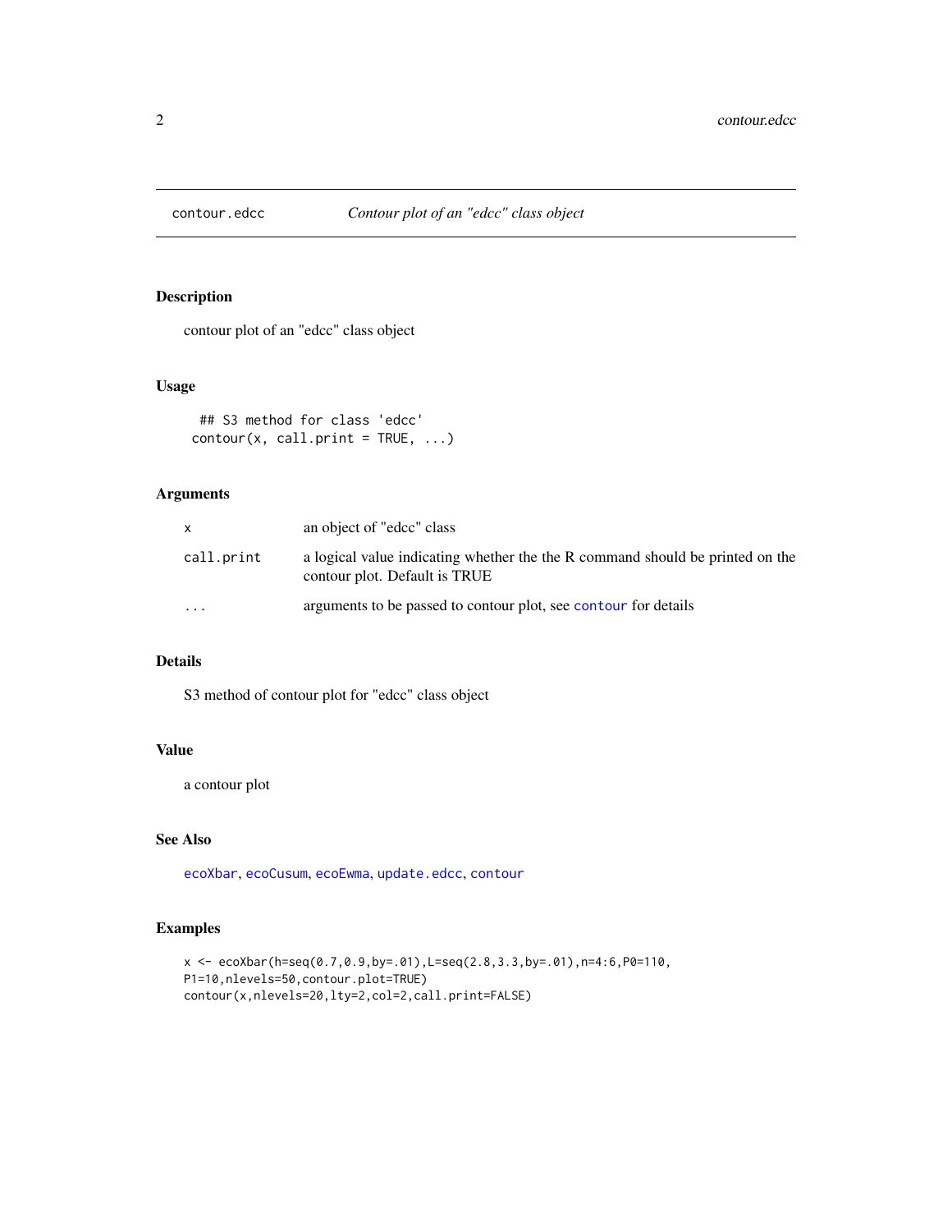# contour.edcc — *Contour plot of an "edcc" class object*

## Description

contour plot of an "edcc" class object

## Usage

```
## S3 method for class 'edcc'
contour(x, call.print = TRUE, ...)
```

## Arguments

| | |
|---|---|
| `x` | an object of "edcc" class |
| `call.print` | a logical value indicating whether the the R command should be printed on the contour plot. Default is TRUE |
| `...` | arguments to be passed to contour plot, see `contour` for details |

## Details

S3 method of contour plot for "edcc" class object

## Value

a contour plot

## See Also

`ecoXbar`, `ecoCusum`, `ecoEwma`, `update.edcc`, `contour`

## Examples

```
x <- ecoXbar(h=seq(0.7,0.9,by=.01),L=seq(2.8,3.3,by=.01),n=4:6,P0=110,
P1=10,nlevels=50,contour.plot=TRUE)
contour(x,nlevels=20,lty=2,col=2,call.print=FALSE)
```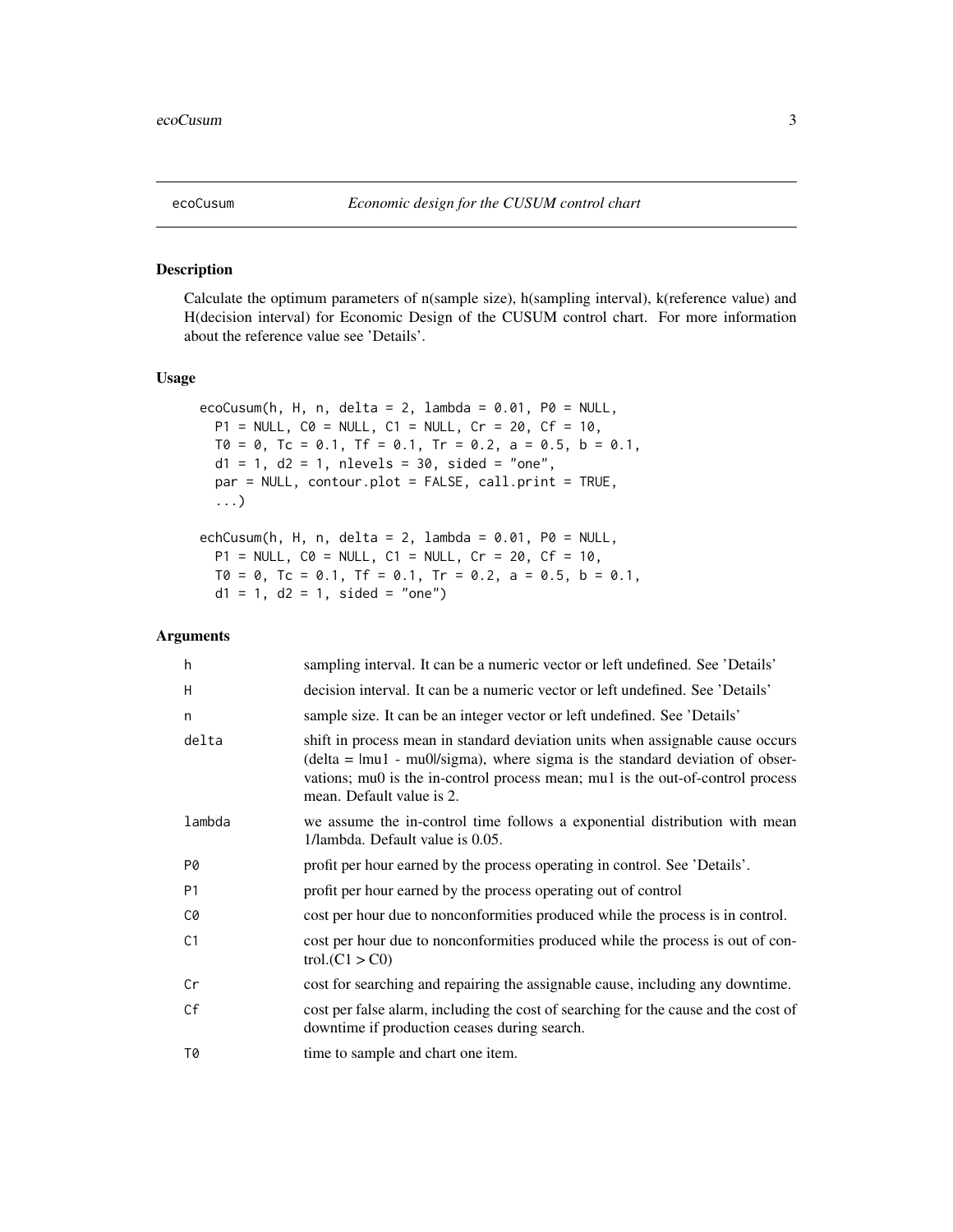## ecoCusum *Economic design for the CUSUM control chart*

### Description

Calculate the optimum parameters of n(sample size), h(sampling interval), k(reference value) and H(decision interval) for Economic Design of the CUSUM control chart. For more information about the reference value see 'Details'.

### Usage

```
ecoCusum(h, H, n, delta = 2, lambda = 0.01, P0 = NULL,
  P1 = NULL, C0 = NULL, C1 = NULL, Cr = 20, Cf = 10,
  T0 = 0, Tc = 0.1, Tf = 0.1, Tr = 0.2, a = 0.5, b = 0.1,
  d1 = 1, d2 = 1, nlevels = 30, sided = "one",
  par = NULL, contour.plot = FALSE, call.print = TRUE,
  ...)

echCusum(h, H, n, delta = 2, lambda = 0.01, P0 = NULL,
  P1 = NULL, C0 = NULL, C1 = NULL, Cr = 20, Cf = 10,
  T0 = 0, Tc = 0.1, Tf = 0.1, Tr = 0.2, a = 0.5, b = 0.1,
  d1 = 1, d2 = 1, sided = "one")
```

### Arguments

| | |
|---|---|
| h | sampling interval. It can be a numeric vector or left undefined. See 'Details' |
| H | decision interval. It can be a numeric vector or left undefined. See 'Details' |
| n | sample size. It can be an integer vector or left undefined. See 'Details' |
| delta | shift in process mean in standard deviation units when assignable cause occurs (delta = \|mu1 - mu0\|/sigma), where sigma is the standard deviation of observations; mu0 is the in-control process mean; mu1 is the out-of-control process mean. Default value is 2. |
| lambda | we assume the in-control time follows a exponential distribution with mean 1/lambda. Default value is 0.05. |
| P0 | profit per hour earned by the process operating in control. See 'Details'. |
| P1 | profit per hour earned by the process operating out of control |
| C0 | cost per hour due to nonconformities produced while the process is in control. |
| C1 | cost per hour due to nonconformities produced while the process is out of control.(C1 > C0) |
| Cr | cost for searching and repairing the assignable cause, including any downtime. |
| Cf | cost per false alarm, including the cost of searching for the cause and the cost of downtime if production ceases during search. |
| T0 | time to sample and chart one item. |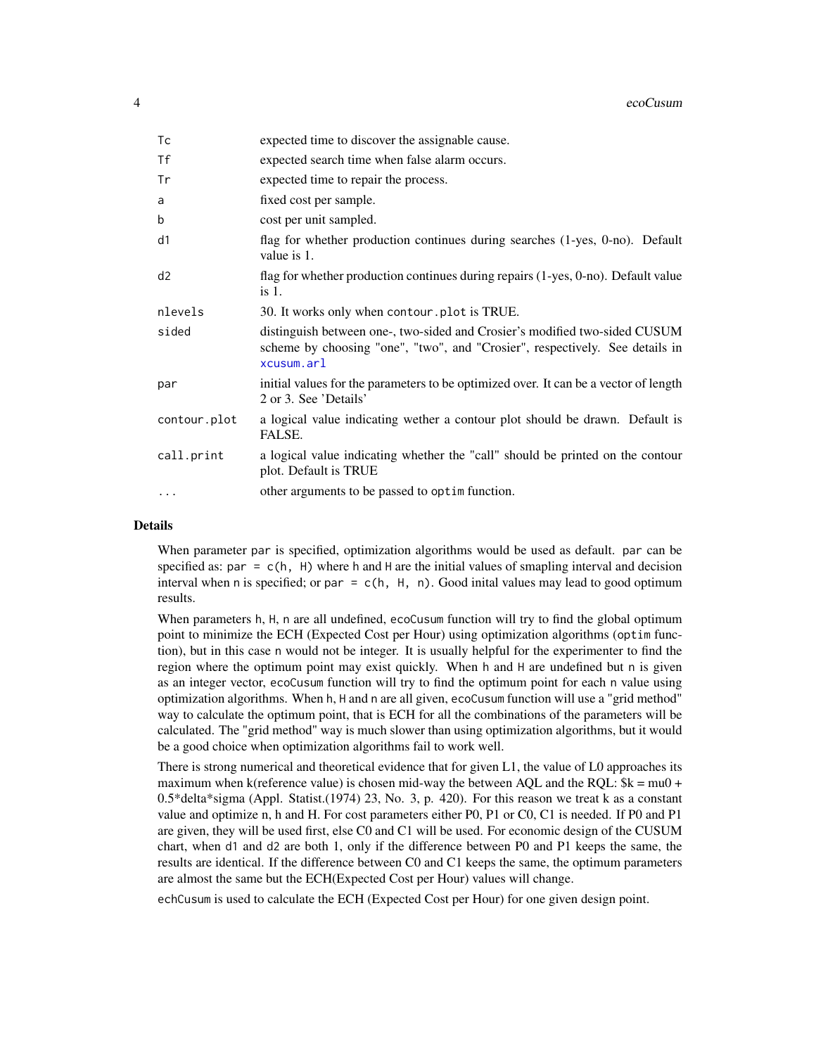| | |
|---|---|
| Tc | expected time to discover the assignable cause. |
| Tf | expected search time when false alarm occurs. |
| Tr | expected time to repair the process. |
| a | fixed cost per sample. |
| b | cost per unit sampled. |
| d1 | flag for whether production continues during searches (1-yes, 0-no). Default value is 1. |
| d2 | flag for whether production continues during repairs (1-yes, 0-no). Default value is 1. |
| nlevels | 30. It works only when contour.plot is TRUE. |
| sided | distinguish between one-, two-sided and Crosier's modified two-sided CUSUM scheme by choosing "one", "two", and "Crosier", respectively. See details in xcusum.arl |
| par | initial values for the parameters to be optimized over. It can be a vector of length 2 or 3. See 'Details' |
| contour.plot | a logical value indicating wether a contour plot should be drawn. Default is FALSE. |
| call.print | a logical value indicating whether the "call" should be printed on the contour plot. Default is TRUE |
| ... | other arguments to be passed to optim function. |

## Details

When parameter par is specified, optimization algorithms would be used as default. par can be specified as: `par = c(h, H)` where h and H are the initial values of smapling interval and decision interval when n is specified; or `par = c(h, H, n)`. Good inital values may lead to good optimum results.

When parameters h, H, n are all undefined, ecoCusum function will try to find the global optimum point to minimize the ECH (Expected Cost per Hour) using optimization algorithms (optim function), but in this case n would not be integer. It is usually helpful for the experimenter to find the region where the optimum point may exist quickly. When h and H are undefined but n is given as an integer vector, ecoCusum function will try to find the optimum point for each n value using optimization algorithms. When h, H and n are all given, ecoCusum function will use a "grid method" way to calculate the optimum point, that is ECH for all the combinations of the parameters will be calculated. The "grid method" way is much slower than using optimization algorithms, but it would be a good choice when optimization algorithms fail to work well.

There is strong numerical and theoretical evidence that for given L1, the value of L0 approaches its maximum when k(reference value) is chosen mid-way the between AQL and the RQL: $k = mu0 + 0.5*delta*sigma (Appl. Statist.(1974) 23, No. 3, p. 420). For this reason we treat k as a constant value and optimize n, h and H. For cost parameters either P0, P1 or C0, C1 is needed. If P0 and P1 are given, they will be used first, else C0 and C1 will be used. For economic design of the CUSUM chart, when d1 and d2 are both 1, only if the difference between P0 and P1 keeps the same, the results are identical. If the difference between C0 and C1 keeps the same, the optimum parameters are almost the same but the ECH(Expected Cost per Hour) values will change.

echCusum is used to calculate the ECH (Expected Cost per Hour) for one given design point.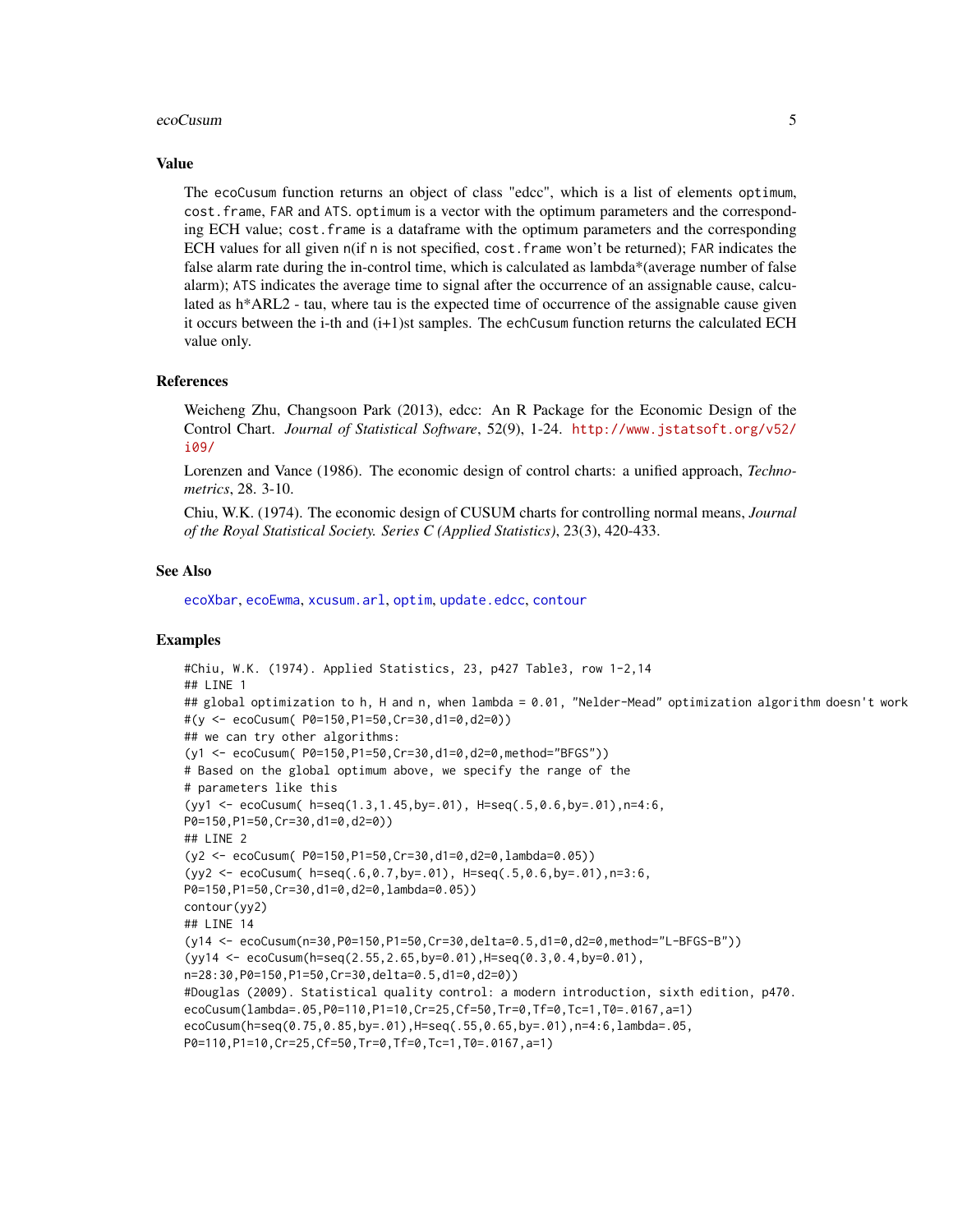### Value

The `ecoCusum` function returns an object of class "edcc", which is a list of elements `optimum`, `cost.frame`, `FAR` and `ATS`. `optimum` is a vector with the optimum parameters and the corresponding ECH value; `cost.frame` is a dataframe with the optimum parameters and the corresponding ECH values for all given n(if `n` is not specified, `cost.frame` won't be returned); `FAR` indicates the false alarm rate during the in-control time, which is calculated as lambda*(average number of false alarm); `ATS` indicates the average time to signal after the occurrence of an assignable cause, calculated as h*ARL2 - tau, where tau is the expected time of occurrence of the assignable cause given it occurs between the i-th and (i+1)st samples. The `echCusum` function returns the calculated ECH value only.

### References

Weicheng Zhu, Changsoon Park (2013), edcc: An R Package for the Economic Design of the Control Chart. *Journal of Statistical Software*, 52(9), 1-24. http://www.jstatsoft.org/v52/i09/

Lorenzen and Vance (1986). The economic design of control charts: a unified approach, *Technometrics*, 28. 3-10.

Chiu, W.K. (1974). The economic design of CUSUM charts for controlling normal means, *Journal of the Royal Statistical Society. Series C (Applied Statistics)*, 23(3), 420-433.

### See Also

`ecoXbar`, `ecoEwma`, `xcusum.arl`, `optim`, `update.edcc`, `contour`

### Examples

```
#Chiu, W.K. (1974). Applied Statistics, 23, p427 Table3, row 1-2,14
## LINE 1
## global optimization to h, H and n, when lambda = 0.01, "Nelder-Mead" optimization algorithm doesn't work
#(y <- ecoCusum( P0=150,P1=50,Cr=30,d1=0,d2=0))
## we can try other algorithms:
(y1 <- ecoCusum( P0=150,P1=50,Cr=30,d1=0,d2=0,method="BFGS"))
# Based on the global optimum above, we specify the range of the
# parameters like this
(yy1 <- ecoCusum( h=seq(1.3,1.45,by=.01), H=seq(.5,0.6,by=.01),n=4:6,
P0=150,P1=50,Cr=30,d1=0,d2=0))
## LINE 2
(y2 <- ecoCusum( P0=150,P1=50,Cr=30,d1=0,d2=0,lambda=0.05))
(yy2 <- ecoCusum( h=seq(.6,0.7,by=.01), H=seq(.5,0.6,by=.01),n=3:6,
P0=150,P1=50,Cr=30,d1=0,d2=0,lambda=0.05))
contour(yy2)
## LINE 14
(y14 <- ecoCusum(n=30,P0=150,P1=50,Cr=30,delta=0.5,d1=0,d2=0,method="L-BFGS-B"))
(yy14 <- ecoCusum(h=seq(2.55,2.65,by=0.01),H=seq(0.3,0.4,by=0.01),
n=28:30,P0=150,P1=50,Cr=30,delta=0.5,d1=0,d2=0))
#Douglas (2009). Statistical quality control: a modern introduction, sixth edition, p470.
ecoCusum(lambda=.05,P0=110,P1=10,Cr=25,Cf=50,Tr=0,Tf=0,Tc=1,T0=.0167,a=1)
ecoCusum(h=seq(0.75,0.85,by=.01),H=seq(.55,0.65,by=.01),n=4:6,lambda=.05,
P0=110,P1=10,Cr=25,Cf=50,Tr=0,Tf=0,Tc=1,T0=.0167,a=1)
```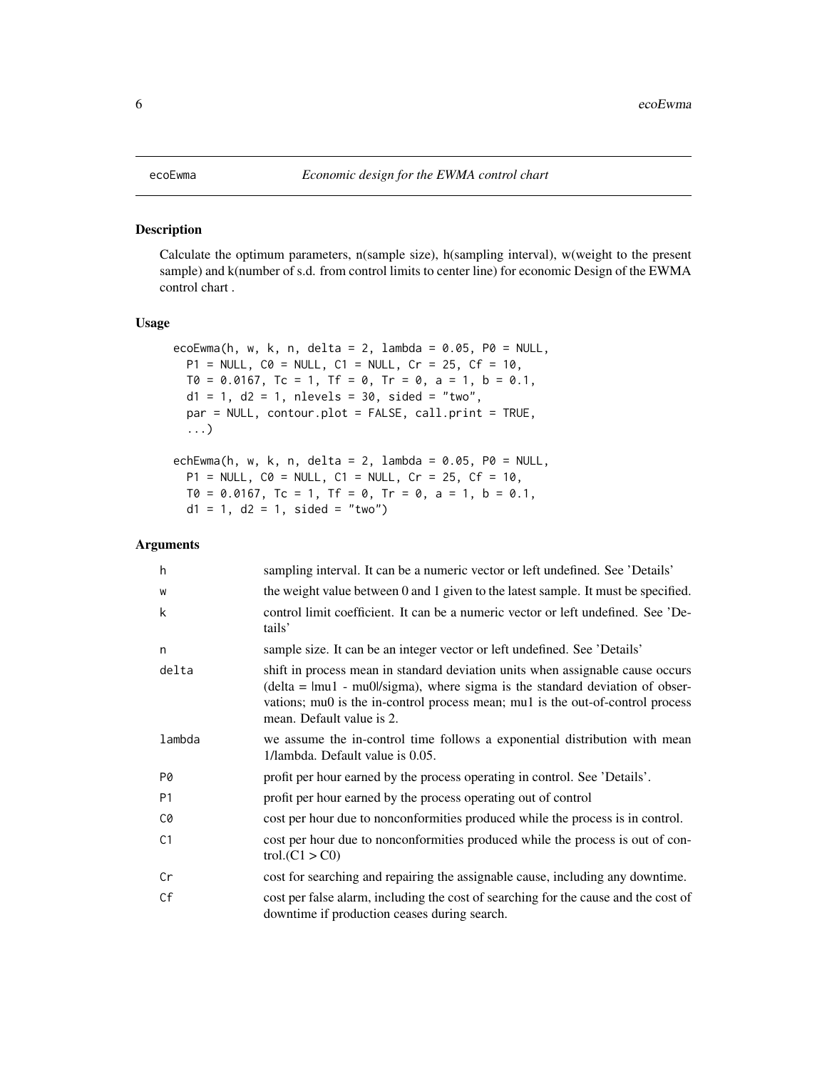# ecoEwma — Economic design for the EWMA control chart

## Description

Calculate the optimum parameters, n(sample size), h(sampling interval), w(weight to the present sample) and k(number of s.d. from control limits to center line) for economic Design of the EWMA control chart .

## Usage

```
ecoEwma(h, w, k, n, delta = 2, lambda = 0.05, P0 = NULL,
  P1 = NULL, C0 = NULL, C1 = NULL, Cr = 25, Cf = 10,
  T0 = 0.0167, Tc = 1, Tf = 0, Tr = 0, a = 1, b = 0.1,
  d1 = 1, d2 = 1, nlevels = 30, sided = "two",
  par = NULL, contour.plot = FALSE, call.print = TRUE,
  ...)

echEwma(h, w, k, n, delta = 2, lambda = 0.05, P0 = NULL,
  P1 = NULL, C0 = NULL, C1 = NULL, Cr = 25, Cf = 10,
  T0 = 0.0167, Tc = 1, Tf = 0, Tr = 0, a = 1, b = 0.1,
  d1 = 1, d2 = 1, sided = "two")
```

## Arguments

| Argument | Description |
|---|---|
| h | sampling interval. It can be a numeric vector or left undefined. See 'Details' |
| w | the weight value between 0 and 1 given to the latest sample. It must be specified. |
| k | control limit coefficient. It can be a numeric vector or left undefined. See 'Details' |
| n | sample size. It can be an integer vector or left undefined. See 'Details' |
| delta | shift in process mean in standard deviation units when assignable cause occurs (delta = \|mu1 - mu0\|/sigma), where sigma is the standard deviation of observations; mu0 is the in-control process mean; mu1 is the out-of-control process mean. Default value is 2. |
| lambda | we assume the in-control time follows a exponential distribution with mean 1/lambda. Default value is 0.05. |
| P0 | profit per hour earned by the process operating in control. See 'Details'. |
| P1 | profit per hour earned by the process operating out of control |
| C0 | cost per hour due to nonconformities produced while the process is in control. |
| C1 | cost per hour due to nonconformities produced while the process is out of control.(C1 > C0) |
| Cr | cost for searching and repairing the assignable cause, including any downtime. |
| Cf | cost per false alarm, including the cost of searching for the cause and the cost of downtime if production ceases during search. |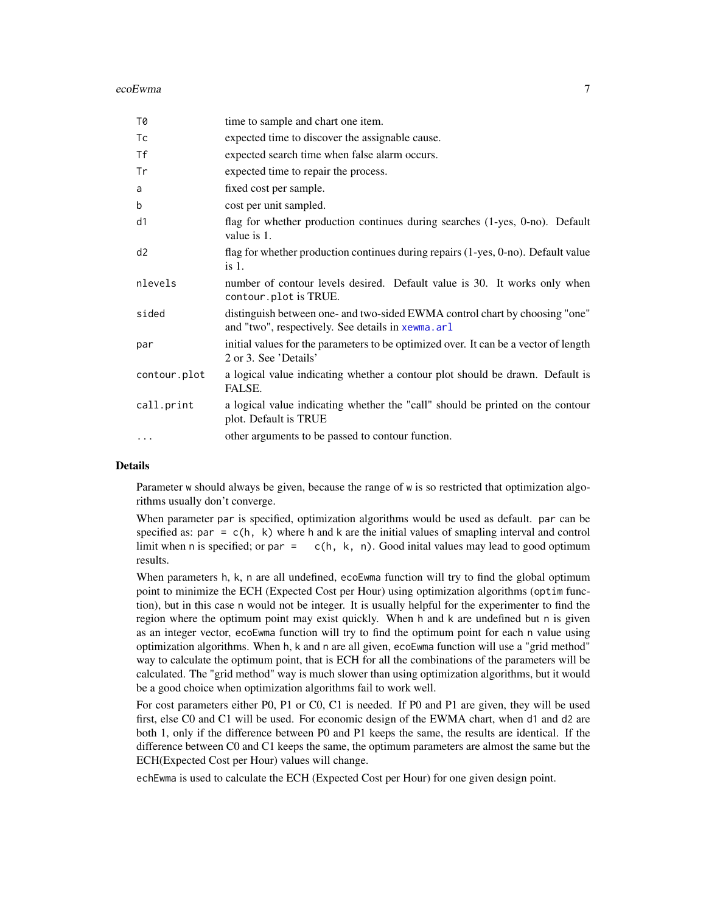| | |
|---|---|
| `T0` | time to sample and chart one item. |
| `Tc` | expected time to discover the assignable cause. |
| `Tf` | expected search time when false alarm occurs. |
| `Tr` | expected time to repair the process. |
| `a` | fixed cost per sample. |
| `b` | cost per unit sampled. |
| `d1` | flag for whether production continues during searches (1-yes, 0-no). Default value is 1. |
| `d2` | flag for whether production continues during repairs (1-yes, 0-no). Default value is 1. |
| `nlevels` | number of contour levels desired. Default value is 30. It works only when `contour.plot` is TRUE. |
| `sided` | distinguish between one- and two-sided EWMA control chart by choosing "one" and "two", respectively. See details in `xewma.arl` |
| `par` | initial values for the parameters to be optimized over. It can be a vector of length 2 or 3. See 'Details' |
| `contour.plot` | a logical value indicating whether a contour plot should be drawn. Default is FALSE. |
| `call.print` | a logical value indicating whether the "call" should be printed on the contour plot. Default is TRUE |
| `...` | other arguments to be passed to contour function. |

## Details

Parameter `w` should always be given, because the range of `w` is so restricted that optimization algorithms usually don't converge.

When parameter `par` is specified, optimization algorithms would be used as default. `par` can be specified as: `par = c(h, k)` where `h` and `k` are the initial values of smapling interval and control limit when `n` is specified; or `par = c(h, k, n)`. Good inital values may lead to good optimum results.

When parameters `h`, `k`, `n` are all undefined, `ecoEwma` function will try to find the global optimum point to minimize the ECH (Expected Cost per Hour) using optimization algorithms (`optim` function), but in this case `n` would not be integer. It is usually helpful for the experimenter to find the region where the optimum point may exist quickly. When `h` and `k` are undefined but `n` is given as an integer vector, `ecoEwma` function will try to find the optimum point for each `n` value using optimization algorithms. When `h`, `k` and `n` are all given, `ecoEwma` function will use a "grid method" way to calculate the optimum point, that is ECH for all the combinations of the parameters will be calculated. The "grid method" way is much slower than using optimization algorithms, but it would be a good choice when optimization algorithms fail to work well.

For cost parameters either P0, P1 or C0, C1 is needed. If P0 and P1 are given, they will be used first, else C0 and C1 will be used. For economic design of the EWMA chart, when `d1` and `d2` are both 1, only if the difference between P0 and P1 keeps the same, the results are identical. If the difference between C0 and C1 keeps the same, the optimum parameters are almost the same but the ECH(Expected Cost per Hour) values will change.

`echEwma` is used to calculate the ECH (Expected Cost per Hour) for one given design point.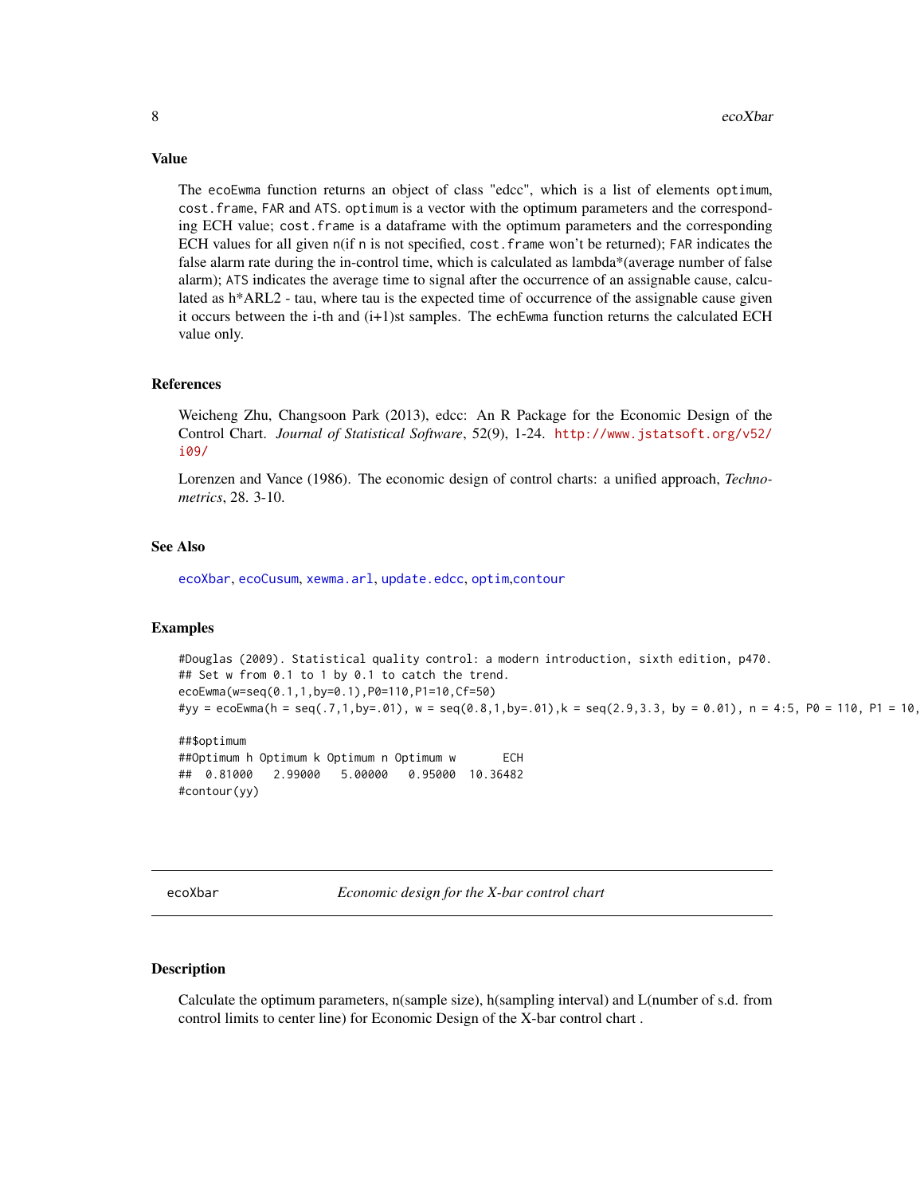## Value

The ecoEwma function returns an object of class "edcc", which is a list of elements optimum, cost.frame, FAR and ATS. optimum is a vector with the optimum parameters and the corresponding ECH value; cost.frame is a dataframe with the optimum parameters and the corresponding ECH values for all given n(if n is not specified, cost.frame won't be returned); FAR indicates the false alarm rate during the in-control time, which is calculated as lambda*(average number of false alarm); ATS indicates the average time to signal after the occurrence of an assignable cause, calculated as h*ARL2 - tau, where tau is the expected time of occurrence of the assignable cause given it occurs between the i-th and (i+1)st samples. The echEwma function returns the calculated ECH value only.

## References

Weicheng Zhu, Changsoon Park (2013), edcc: An R Package for the Economic Design of the Control Chart. *Journal of Statistical Software*, 52(9), 1-24. http://www.jstatsoft.org/v52/i09/

Lorenzen and Vance (1986). The economic design of control charts: a unified approach, *Technometrics*, 28. 3-10.

## See Also

ecoXbar, ecoCusum, xewma.arl, update.edcc, optim,contour

## Examples

```
#Douglas (2009). Statistical quality control: a modern introduction, sixth edition, p470.
## Set w from 0.1 to 1 by 0.1 to catch the trend.
ecoEwma(w=seq(0.1,1,by=0.1),P0=110,P1=10,Cf=50)
#yy = ecoEwma(h = seq(.7,1,by=.01), w = seq(0.8,1,by=.01),k = seq(2.9,3.3, by = 0.01), n = 4:5, P0 = 110, P1 = 10,

##$optimum
##Optimum h Optimum k Optimum n Optimum w       ECH
##  0.81000   2.99000   5.00000   0.95000  10.36482
#contour(yy)
```

---

ecoXbar *Economic design for the X-bar control chart*

## Description

Calculate the optimum parameters, n(sample size), h(sampling interval) and L(number of s.d. from control limits to center line) for Economic Design of the X-bar control chart .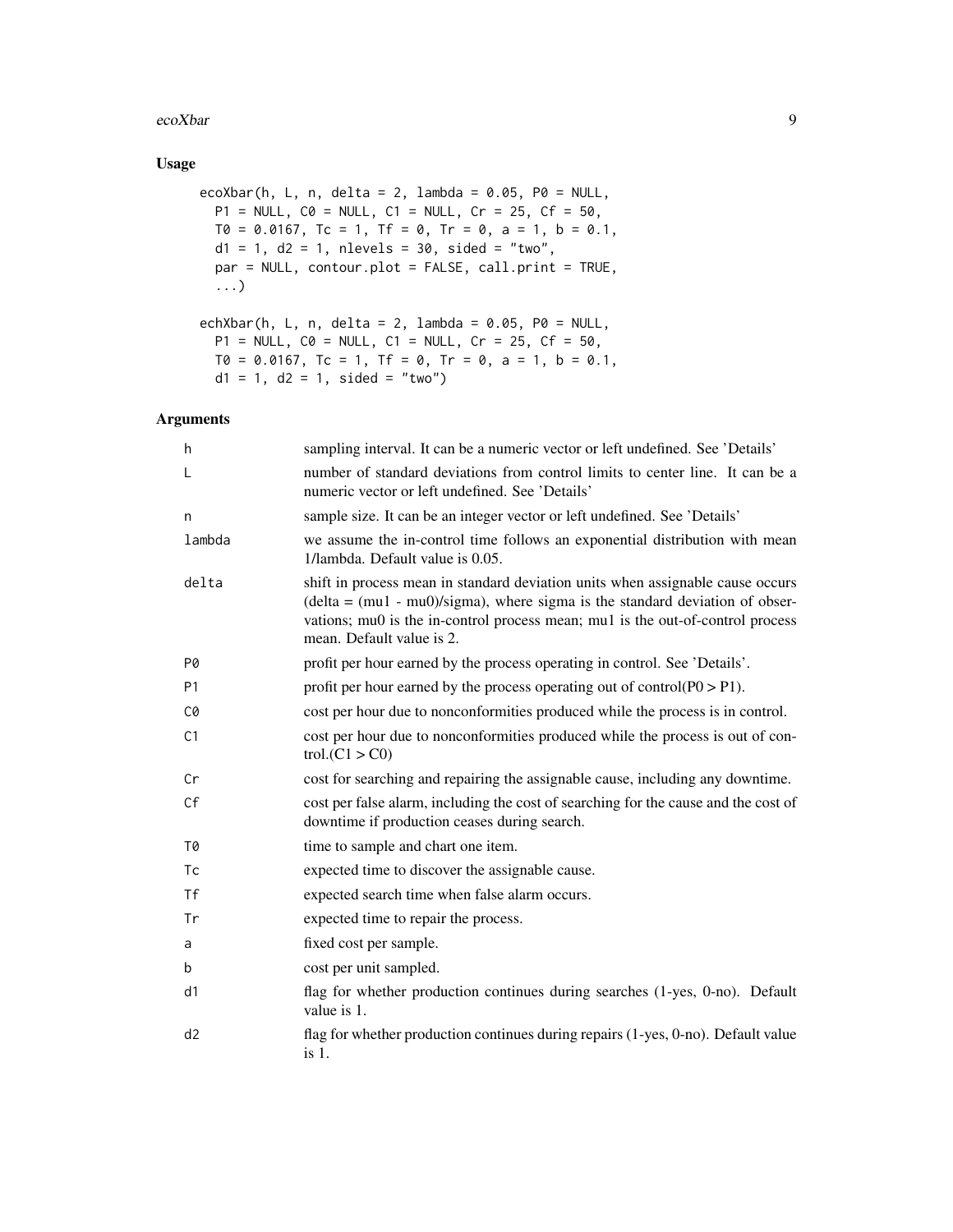## Usage

```
ecoXbar(h, L, n, delta = 2, lambda = 0.05, P0 = NULL,
  P1 = NULL, C0 = NULL, C1 = NULL, Cr = 25, Cf = 50,
  T0 = 0.0167, Tc = 1, Tf = 0, Tr = 0, a = 1, b = 0.1,
  d1 = 1, d2 = 1, nlevels = 30, sided = "two",
  par = NULL, contour.plot = FALSE, call.print = TRUE,
  ...)

echXbar(h, L, n, delta = 2, lambda = 0.05, P0 = NULL,
  P1 = NULL, C0 = NULL, C1 = NULL, Cr = 25, Cf = 50,
  T0 = 0.0167, Tc = 1, Tf = 0, Tr = 0, a = 1, b = 0.1,
  d1 = 1, d2 = 1, sided = "two")
```

## Arguments

| | |
|---|---|
| h | sampling interval. It can be a numeric vector or left undefined. See 'Details' |
| L | number of standard deviations from control limits to center line. It can be a numeric vector or left undefined. See 'Details' |
| n | sample size. It can be an integer vector or left undefined. See 'Details' |
| lambda | we assume the in-control time follows an exponential distribution with mean 1/lambda. Default value is 0.05. |
| delta | shift in process mean in standard deviation units when assignable cause occurs (delta = (mu1 - mu0)/sigma), where sigma is the standard deviation of observations; mu0 is the in-control process mean; mu1 is the out-of-control process mean. Default value is 2. |
| P0 | profit per hour earned by the process operating in control. See 'Details'. |
| P1 | profit per hour earned by the process operating out of control(P0 > P1). |
| C0 | cost per hour due to nonconformities produced while the process is in control. |
| C1 | cost per hour due to nonconformities produced while the process is out of control.(C1 > C0) |
| Cr | cost for searching and repairing the assignable cause, including any downtime. |
| Cf | cost per false alarm, including the cost of searching for the cause and the cost of downtime if production ceases during search. |
| T0 | time to sample and chart one item. |
| Tc | expected time to discover the assignable cause. |
| Tf | expected search time when false alarm occurs. |
| Tr | expected time to repair the process. |
| a | fixed cost per sample. |
| b | cost per unit sampled. |
| d1 | flag for whether production continues during searches (1-yes, 0-no). Default value is 1. |
| d2 | flag for whether production continues during repairs (1-yes, 0-no). Default value is 1. |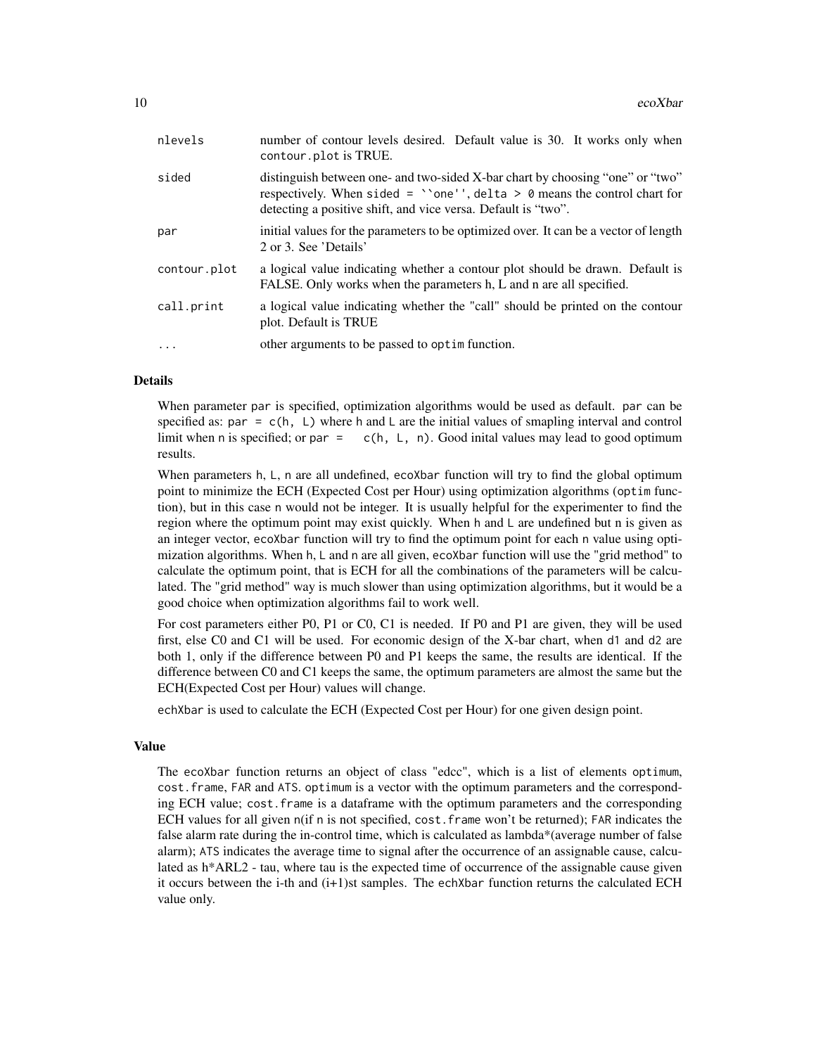| | |
|---|---|
| nlevels | number of contour levels desired. Default value is 30. It works only when contour.plot is TRUE. |
| sided | distinguish between one- and two-sided X-bar chart by choosing "one" or "two" respectively. When sided = ``one'', delta > 0 means the control chart for detecting a positive shift, and vice versa. Default is "two". |
| par | initial values for the parameters to be optimized over. It can be a vector of length 2 or 3. See 'Details' |
| contour.plot | a logical value indicating whether a contour plot should be drawn. Default is FALSE. Only works when the parameters h, L and n are all specified. |
| call.print | a logical value indicating whether the "call" should be printed on the contour plot. Default is TRUE |
| ... | other arguments to be passed to optim function. |

### Details

When parameter par is specified, optimization algorithms would be used as default. par can be specified as: par = c(h, L) where h and L are the initial values of smapling interval and control limit when n is specified; or par = c(h, L, n). Good inital values may lead to good optimum results.

When parameters h, L, n are all undefined, ecoXbar function will try to find the global optimum point to minimize the ECH (Expected Cost per Hour) using optimization algorithms (optim function), but in this case n would not be integer. It is usually helpful for the experimenter to find the region where the optimum point may exist quickly. When h and L are undefined but n is given as an integer vector, ecoXbar function will try to find the optimum point for each n value using optimization algorithms. When h, L and n are all given, ecoXbar function will use the "grid method" to calculate the optimum point, that is ECH for all the combinations of the parameters will be calculated. The "grid method" way is much slower than using optimization algorithms, but it would be a good choice when optimization algorithms fail to work well.

For cost parameters either P0, P1 or C0, C1 is needed. If P0 and P1 are given, they will be used first, else C0 and C1 will be used. For economic design of the X-bar chart, when d1 and d2 are both 1, only if the difference between P0 and P1 keeps the same, the results are identical. If the difference between C0 and C1 keeps the same, the optimum parameters are almost the same but the ECH(Expected Cost per Hour) values will change.

echXbar is used to calculate the ECH (Expected Cost per Hour) for one given design point.

### Value

The ecoXbar function returns an object of class "edcc", which is a list of elements optimum, cost.frame, FAR and ATS. optimum is a vector with the optimum parameters and the corresponding ECH value; cost.frame is a dataframe with the optimum parameters and the corresponding ECH values for all given n(if n is not specified, cost.frame won't be returned); FAR indicates the false alarm rate during the in-control time, which is calculated as lambda*(average number of false alarm); ATS indicates the average time to signal after the occurrence of an assignable cause, calculated as h*ARL2 - tau, where tau is the expected time of occurrence of the assignable cause given it occurs between the i-th and (i+1)st samples. The echXbar function returns the calculated ECH value only.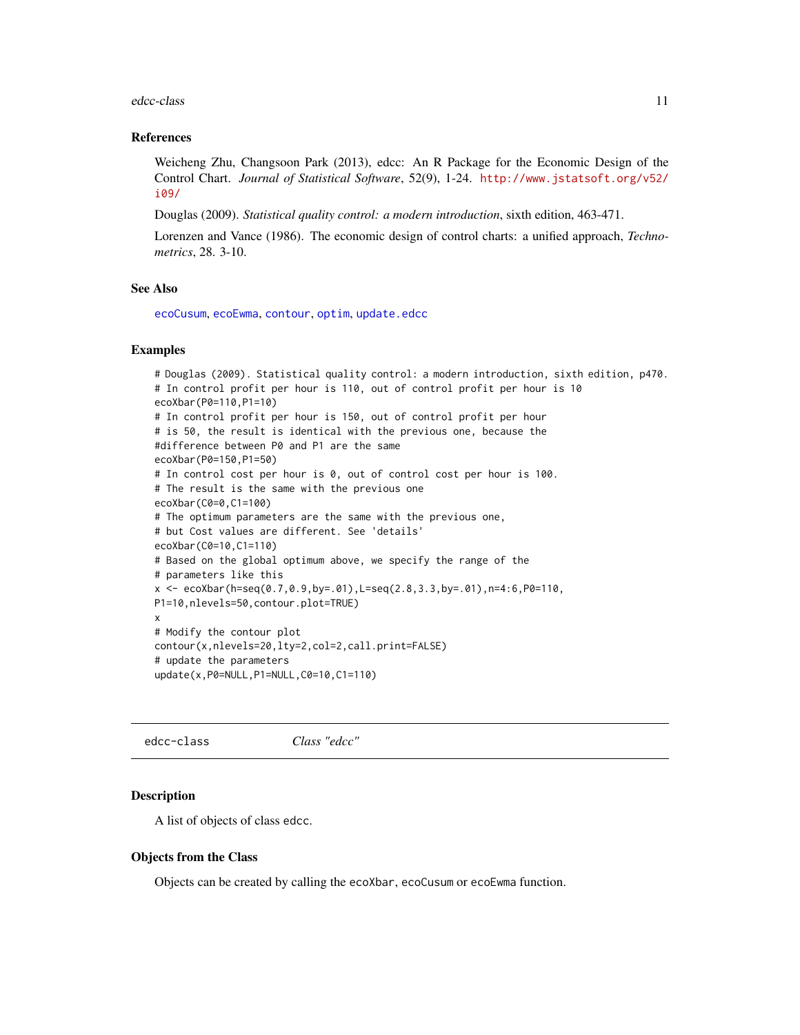### References

Weicheng Zhu, Changsoon Park (2013), edcc: An R Package for the Economic Design of the Control Chart. *Journal of Statistical Software*, 52(9), 1-24. http://www.jstatsoft.org/v52/i09/

Douglas (2009). *Statistical quality control: a modern introduction*, sixth edition, 463-471.

Lorenzen and Vance (1986). The economic design of control charts: a unified approach, *Technometrics*, 28. 3-10.

### See Also

ecoCusum, ecoEwma, contour, optim, update.edcc

### Examples

```
# Douglas (2009). Statistical quality control: a modern introduction, sixth edition, p470.
# In control profit per hour is 110, out of control profit per hour is 10
ecoXbar(P0=110,P1=10)
# In control profit per hour is 150, out of control profit per hour
# is 50, the result is identical with the previous one, because the
#difference between P0 and P1 are the same
ecoXbar(P0=150,P1=50)
# In control cost per hour is 0, out of control cost per hour is 100.
# The result is the same with the previous one
ecoXbar(C0=0,C1=100)
# The optimum parameters are the same with the previous one,
# but Cost values are different. See 'details'
ecoXbar(C0=10,C1=110)
# Based on the global optimum above, we specify the range of the
# parameters like this
x <- ecoXbar(h=seq(0.7,0.9,by=.01),L=seq(2.8,3.3,by=.01),n=4:6,P0=110,
P1=10,nlevels=50,contour.plot=TRUE)
x
# Modify the contour plot
contour(x,nlevels=20,lty=2,col=2,call.print=FALSE)
# update the parameters
update(x,P0=NULL,P1=NULL,C0=10,C1=110)
```

---

## edcc-class *Class "edcc"*

### Description

A list of objects of class edcc.

### Objects from the Class

Objects can be created by calling the ecoXbar, ecoCusum or ecoEwma function.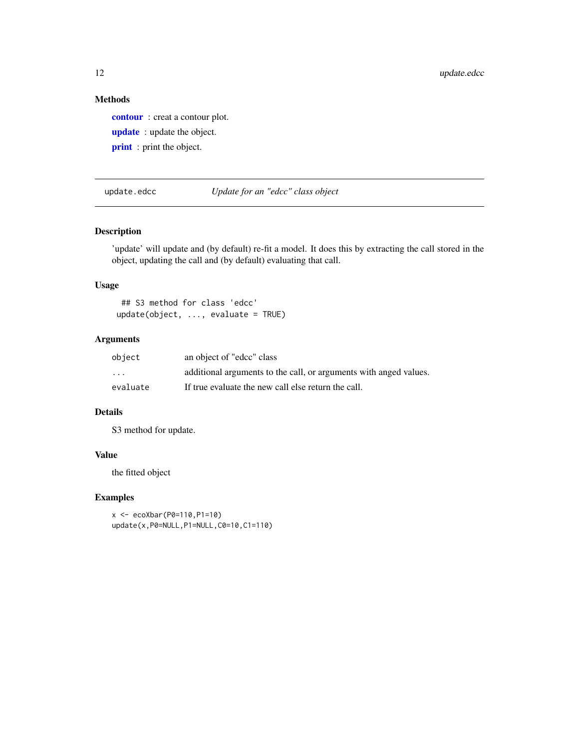### Methods

**contour** : creat a contour plot.

**update** : update the object.

**print** : print the object.

---

## update.edcc — *Update for an "edcc" class object*

---

### Description

'update' will update and (by default) re-fit a model. It does this by extracting the call stored in the object, updating the call and (by default) evaluating that call.

### Usage

```
## S3 method for class 'edcc'
update(object, ..., evaluate = TRUE)
```

### Arguments

| | |
|---|---|
| `object` | an object of "edcc" class |
| `...` | additional arguments to the call, or arguments with anged values. |
| `evaluate` | If true evaluate the new call else return the call. |

### Details

S3 method for update.

### Value

the fitted object

### Examples

```
x <- ecoXbar(P0=110,P1=10)
update(x,P0=NULL,P1=NULL,C0=10,C1=110)
```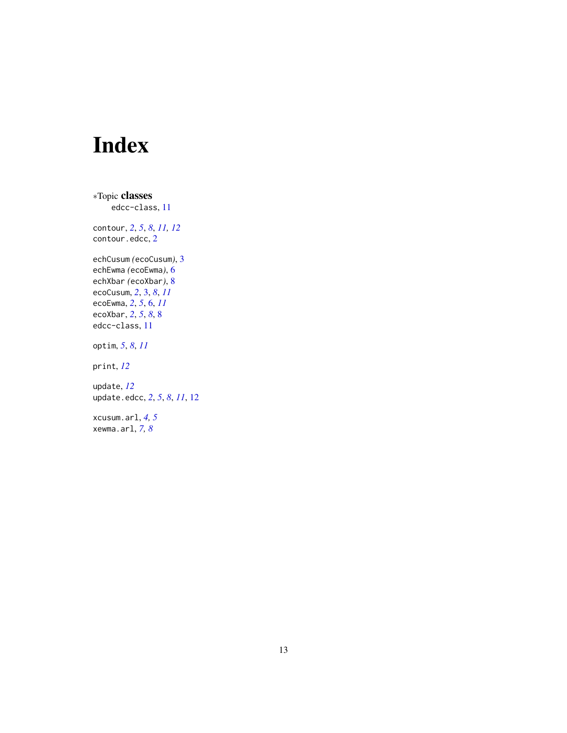# Index

*Topic **classes**
    edcc-class, 11

contour, *2*, *5*, *8*, *11, 12*
contour.edcc, 2

echCusum *(*ecoCusum*)*, 3
echEwma *(*ecoEwma*)*, 6
echXbar *(*ecoXbar*)*, 8
ecoCusum, *2*, 3, *8*, *11*
ecoEwma, *2*, *5*, 6, *11*
ecoXbar, *2*, *5*, *8*, 8
edcc-class, 11

optim, *5*, *8*, *11*

print, *12*

update, *12*
update.edcc, *2*, *5*, *8*, *11*, 12

xcusum.arl, *4, 5*
xewma.arl, *7, 8*